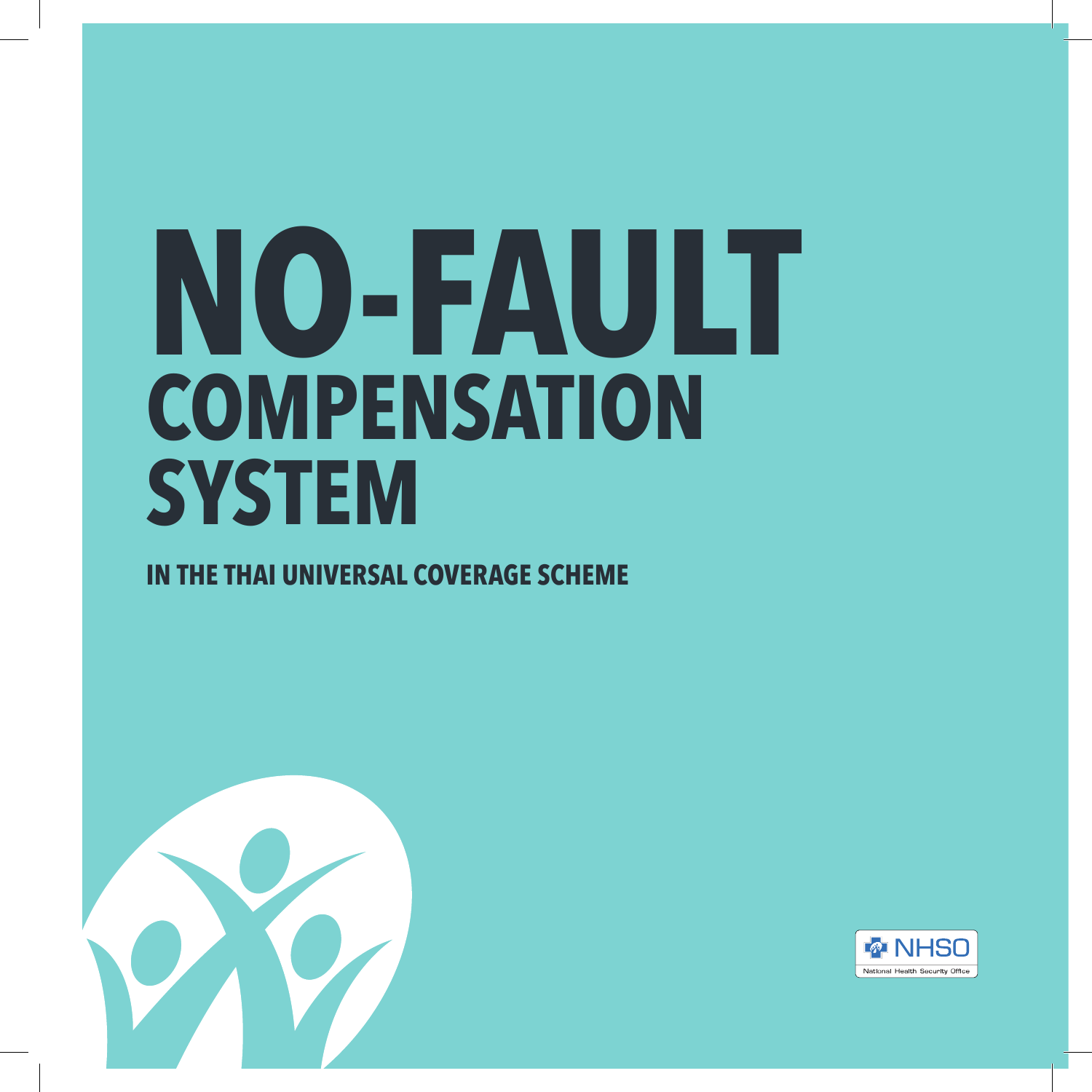# NO-FAULT COMPENSATION SYSTEM

## IN THE THAI UNIVERSAL COVERAGE SCHEME

NHSO

National Health Security Office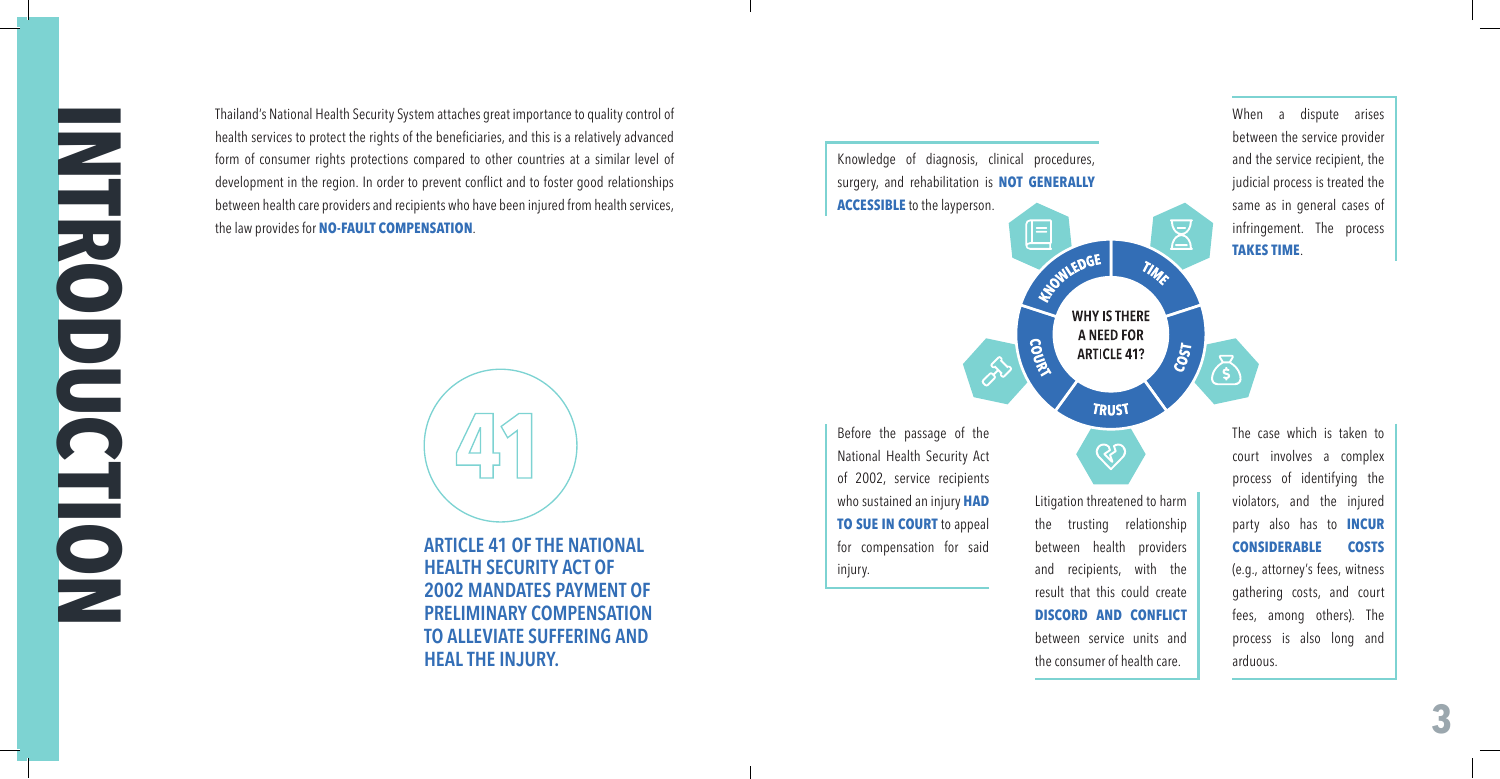# INTRODUCTION

Thailand's National Health Security System attaches great importance to quality control of health services to protect the rights of the beneficiaries, and this is a relatively advanced form of consumer rights protections compared to other countries at a similar level of development in the region. In order to prevent conflict and to foster good relationships between health care providers and recipients who have been injured from health services, the law provides for **NO-FAULT COMPENSATION**.

41

**ARTICLE 41 OF THE NATIONAL HEALTH SECURITY ACT OF 2002 MANDATES PAYMENT OF PRELIMINARY COMPENSATION TO ALLEVIATE SUFFERING AND HEAL THE INJURY.**

## WHY IS THERE A NEED FOR ARTICLE 41?

**KNOWLEDGE**

Knowledge of diagnosis, clinical procedures, surgery, and rehabilitation is **NOT GENERALLY ACCESSIBLE** to the layperson.

**TIME**

When a dispute arises between the service provider and the service recipient, the judicial process is treated the same as in general cases of infringement. The process **TAKES TIME**.

**COST**

The case which is taken to court involves a complex process of identifying the violators, and the injured party also has to **INCUR CONSIDERABLE COSTS** (e.g., attorney's fees, witness gathering costs, and court fees, among others). The process is also long and arduous.

**TRUST**

Litigation threatened to harm the trusting relationship between health providers and recipients, with the result that this could create **DISCORD AND CONFLICT** between service units and the consumer of health care.

**COURT**

Before the passage of the National Health Security Act of 2002, service recipients who sustained an injury **HAD TO SUE IN COURT** to appeal for compensation for said injury.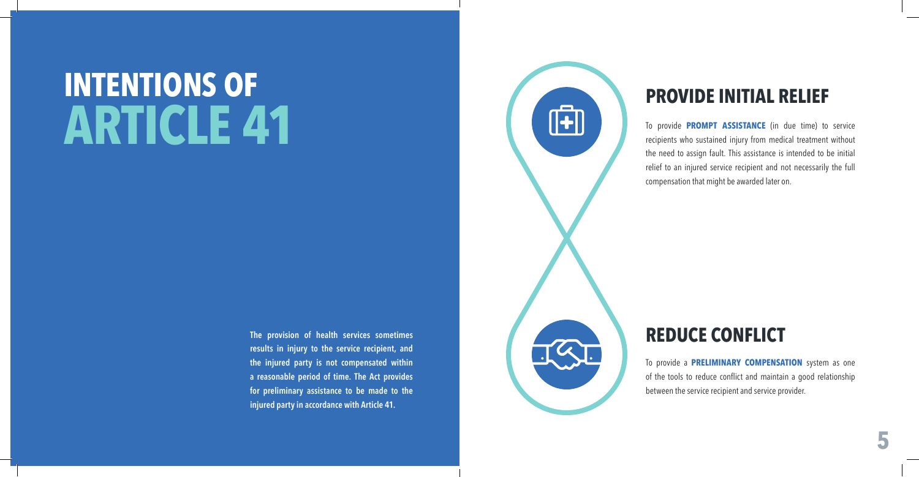# INTENTIONS OF ARTICLE 41

**The provision of health services sometimes results in injury to the service recipient, and the injured party is not compensated within a reasonable period of time. The Act provides for preliminary assistance to be made to the injured party in accordance with Article 41.**

## PROVIDE INITIAL RELIEF

To provide **PROMPT ASSISTANCE** (in due time) to service recipients who sustained injury from medical treatment without the need to assign fault. This assistance is intended to be initial relief to an injured service recipient and not necessarily the full compensation that might be awarded later on.

## REDUCE CONFLICT

To provide a **PRELIMINARY COMPENSATION** system as one of the tools to reduce conflict and maintain a good relationship between the service recipient and service provider.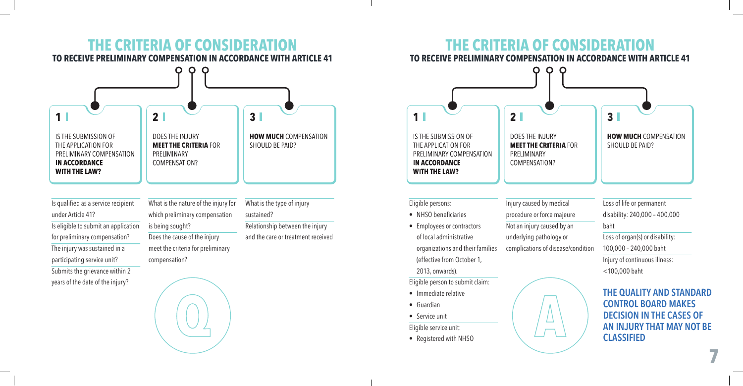# THE CRITERIA OF CONSIDERATION

## TO RECEIVE PRELIMINARY COMPENSATION IN ACCORDANCE WITH ARTICLE 41

### Q

**1** IS THE SUBMISSION OF THE APPLICATION FOR PRELIMINARY COMPENSATION **IN ACCORDANCE WITH THE LAW?**

- Is qualified as a service recipient under Article 41?
- Is eligible to submit an application for preliminary compensation?
- The injury was sustained in a participating service unit?
- Submits the grievance within 2 years of the date of the injury?

**2** DOES THE INJURY **MEET THE CRITERIA** FOR PRELIMINARY COMPENSATION?

- What is the nature of the injury for which preliminary compensation is being sought?
- Does the cause of the injury meet the criteria for preliminary compensation?

**3** **HOW MUCH** COMPENSATION SHOULD BE PAID?

- What is the type of injury sustained?
- Relationship between the injury and the care or treatment received

# THE CRITERIA OF CONSIDERATION

## TO RECEIVE PRELIMINARY COMPENSATION IN ACCORDANCE WITH ARTICLE 41

### A

**1** IS THE SUBMISSION OF THE APPLICATION FOR PRELIMINARY COMPENSATION **IN ACCORDANCE WITH THE LAW?**

Eligible persons:

- NHSO beneficiaries
- Employees or contractors of local administrative organizations and their families (effective from October 1, 2013, onwards).

Eligible person to submit claim:

- Immediate relative
- Guardian
- Service unit

Eligible service unit:

- Registered with NHSO

**2** DOES THE INJURY **MEET THE CRITERIA** FOR PRELIMINARY COMPENSATION?

- Injury caused by medical procedure or force majeure
- Not an injury caused by an underlying pathology or complications of disease/condition

**3** **HOW MUCH** COMPENSATION SHOULD BE PAID?

- Loss of life or permanent disability: 240,000 – 400,000 baht
- Loss of organ(s) or disability: 100,000 – 240,000 baht
- Injury of continuous illness: <100,000 baht

**THE QUALITY AND STANDARD CONTROL BOARD MAKES DECISION IN THE CASES OF AN INJURY THAT MAY NOT BE CLASSIFIED**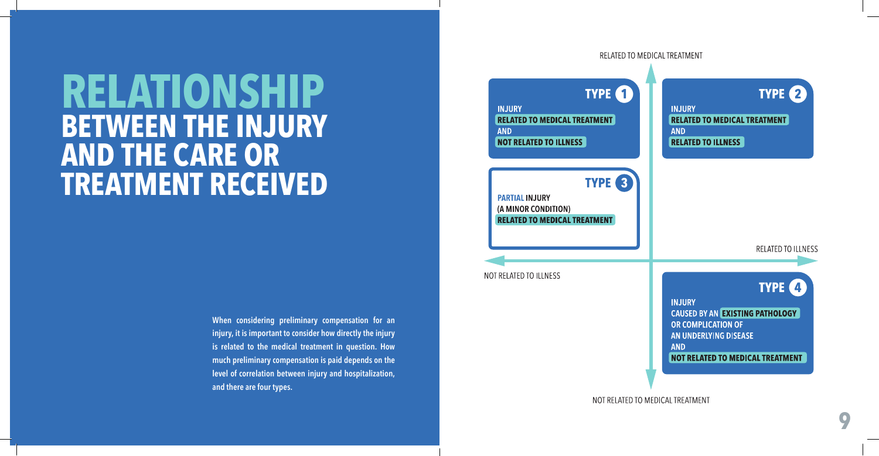# RELATIONSHIP BETWEEN THE INJURY AND THE CARE OR TREATMENT RECEIVED

When considering preliminary compensation for an injury, it is important to consider how directly the injury is related to the medical treatment in question. How much preliminary compensation is paid depends on the level of correlation between injury and hospitalization, and there are four types.

RELATED TO MEDICAL TREATMENT

**TYPE 1**
INJURY
**RELATED TO MEDICAL TREATMENT**
AND
**NOT RELATED TO ILLNESS**

**TYPE 2**
INJURY
**RELATED TO MEDICAL TREATMENT**
AND
**RELATED TO ILLNESS**

**TYPE 3**
**PARTIAL** INJURY
(A MINOR CONDITION)
**RELATED TO MEDICAL TREATMENT**

RELATED TO ILLNESS

NOT RELATED TO ILLNESS

**TYPE 4**
INJURY
CAUSED BY AN **EXISTING PATHOLOGY**
OR COMPLICATION OF
AN UNDERLYING DISEASE
AND
**NOT RELATED TO MEDICAL TREATMENT**

NOT RELATED TO MEDICAL TREATMENT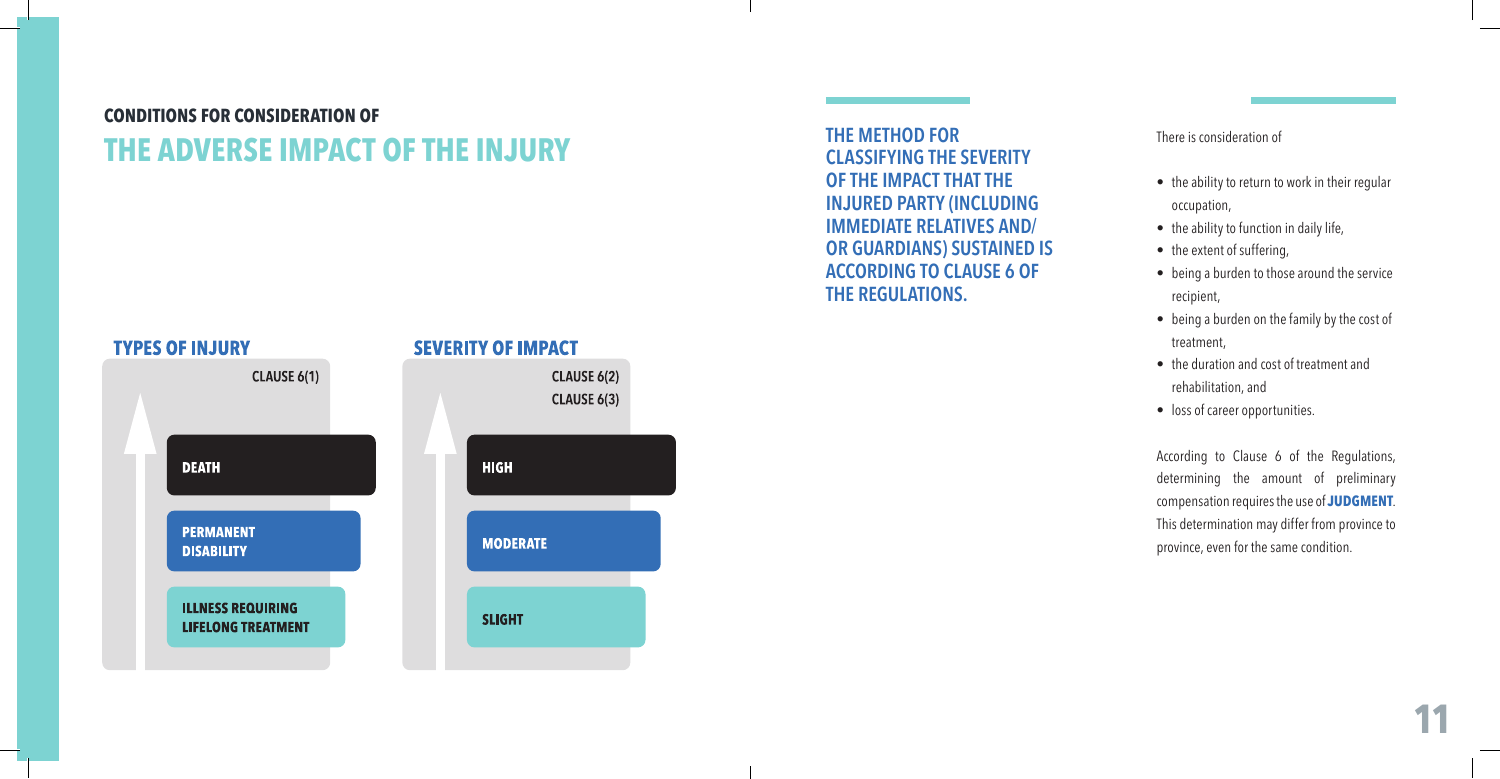**CONDITIONS FOR CONSIDERATION OF**

# THE ADVERSE IMPACT OF THE INJURY

### TYPES OF INJURY

CLAUSE 6(1)

- **DEATH**
- **PERMANENT DISABILITY**
- **ILLNESS REQUIRING LIFELONG TREATMENT**

### SEVERITY OF IMPACT

CLAUSE 6(2)
CLAUSE 6(3)

- **HIGH**
- **MODERATE**
- **SLIGHT**

## THE METHOD FOR CLASSIFYING THE SEVERITY OF THE IMPACT THAT THE INJURED PARTY (INCLUDING IMMEDIATE RELATIVES AND/ OR GUARDIANS) SUSTAINED IS ACCORDING TO CLAUSE 6 OF THE REGULATIONS.

There is consideration of

- the ability to return to work in their regular occupation,
- the ability to function in daily life,
- the extent of suffering,
- being a burden to those around the service recipient,
- being a burden on the family by the cost of treatment,
- the duration and cost of treatment and rehabilitation, and
- loss of career opportunities.

According to Clause 6 of the Regulations, determining the amount of preliminary compensation requires the use of **JUDGMENT**. This determination may differ from province to province, even for the same condition.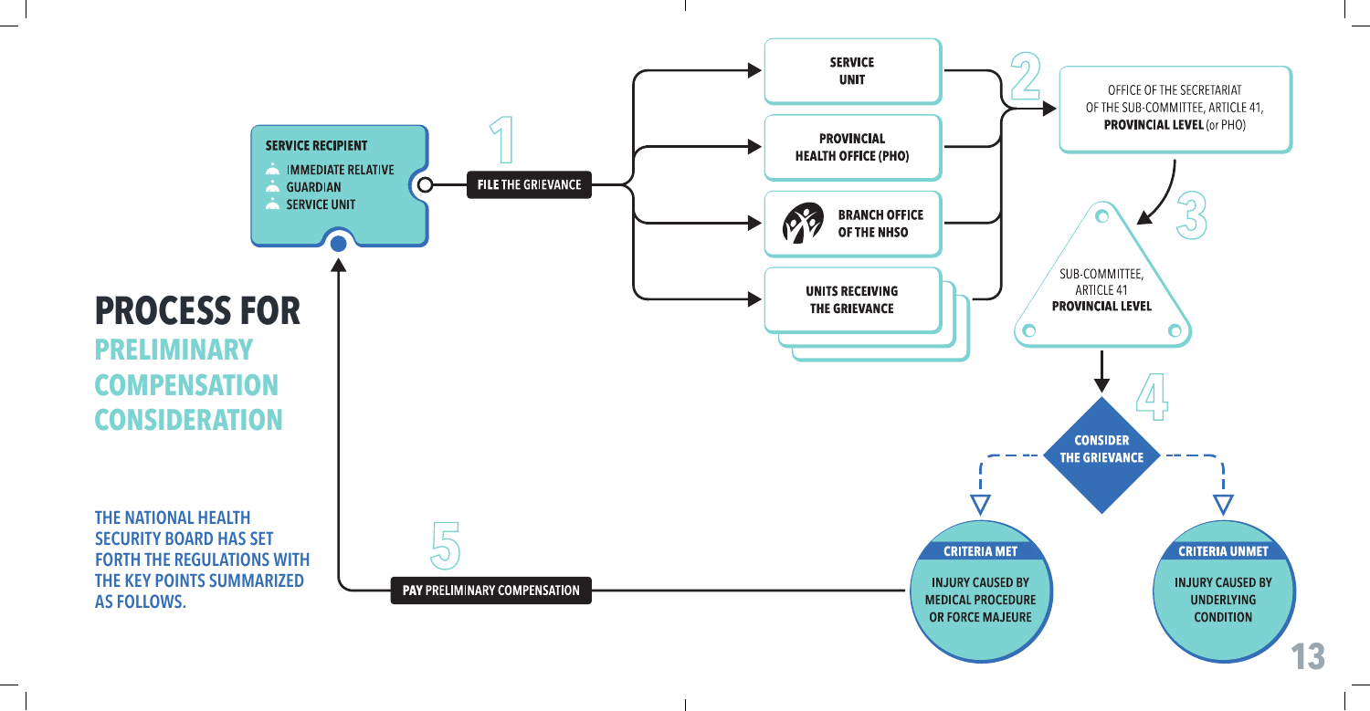# PROCESS FOR
## PRELIMINARY COMPENSATION CONSIDERATION

**THE NATIONAL HEALTH SECURITY BOARD HAS SET FORTH THE REGULATIONS WITH THE KEY POINTS SUMMARIZED AS FOLLOWS.**

**SERVICE RECIPIENT**
- IMMEDIATE RELATIVE
- GUARDIAN
- SERVICE UNIT

**1** **FILE** THE GRIEVANCE

- SERVICE UNIT
- PROVINCIAL HEALTH OFFICE (PHO)
- BRANCH OFFICE OF THE NHSO
- UNITS RECEIVING THE GRIEVANCE

**2** OFFICE OF THE SECRETARIAT OF THE SUB-COMMITTEE, ARTICLE 41, **PROVINCIAL LEVEL** (or PHO)

**3** SUB-COMMITTEE, ARTICLE 41 **PROVINCIAL LEVEL**

**4** CONSIDER THE GRIEVANCE

- **CRITERIA MET**: INJURY CAUSED BY MEDICAL PROCEDURE OR FORCE MAJEURE
- **CRITERIA UNMET**: INJURY CAUSED BY UNDERLYING CONDITION

**5** **PAY** PRELIMINARY COMPENSATION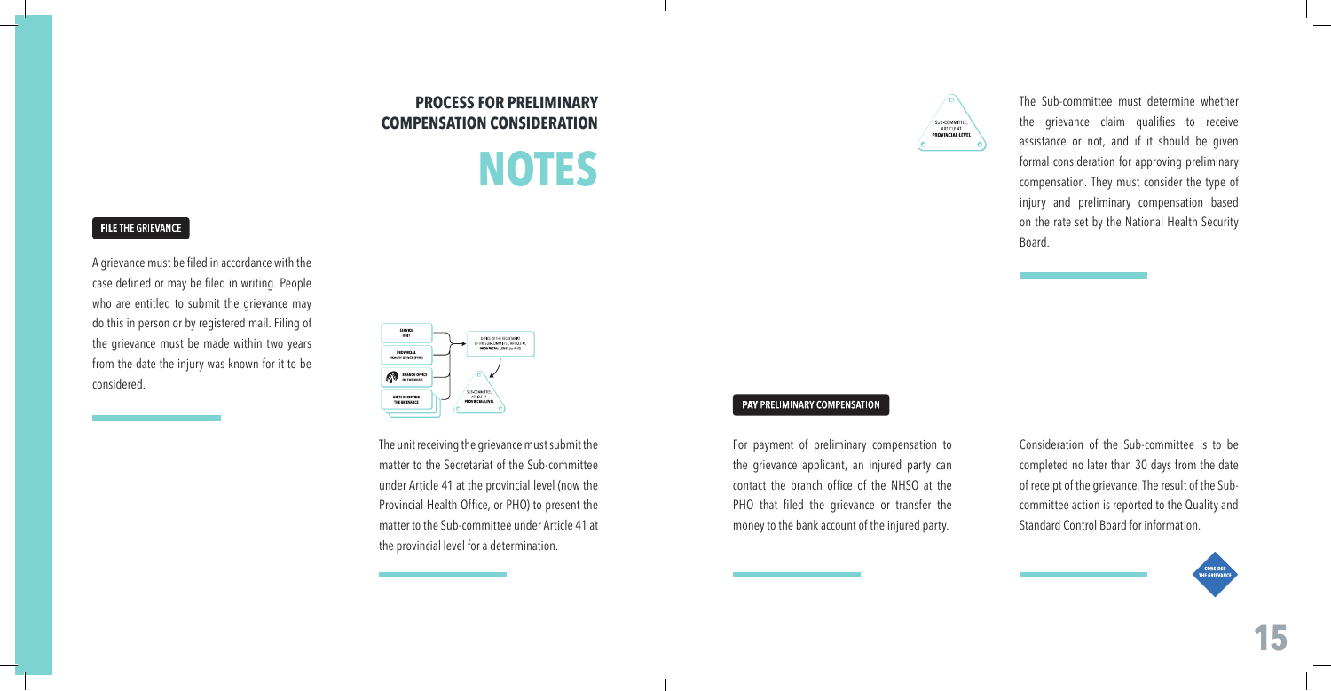## PROCESS FOR PRELIMINARY COMPENSATION CONSIDERATION

# NOTES

**FILE THE GRIEVANCE**

A grievance must be filed in accordance with the case defined or may be filed in writing. People who are entitled to submit the grievance may do this in person or by registered mail. Filing of the grievance must be made within two years from the date the injury was known for it to be considered.

The unit receiving the grievance must submit the matter to the Secretariat of the Sub-committee under Article 41 at the provincial level (now the Provincial Health Office, or PHO) to present the matter to the Sub-committee under Article 41 at the provincial level for a determination.

The Sub-committee must determine whether the grievance claim qualifies to receive assistance or not, and if it should be given formal consideration for approving preliminary compensation. They must consider the type of injury and preliminary compensation based on the rate set by the National Health Security Board.

**PAY PRELIMINARY COMPENSATION**

For payment of preliminary compensation to the grievance applicant, an injured party can contact the branch office of the NHSO at the PHO that filed the grievance or transfer the money to the bank account of the injured party.

Consideration of the Sub-committee is to be completed no later than 30 days from the date of receipt of the grievance. The result of the Sub-committee action is reported to the Quality and Standard Control Board for information.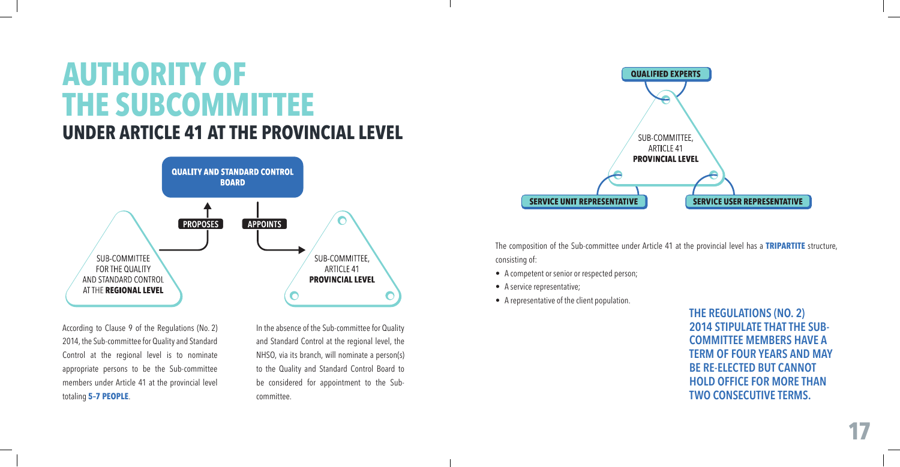# AUTHORITY OF THE SUBCOMMITTEE

## UNDER ARTICLE 41 AT THE PROVINCIAL LEVEL

QUALITY AND STANDARD CONTROL BOARD

PROPOSES

APPOINTS

SUB-COMMITTEE FOR THE QUALITY AND STANDARD CONTROL AT THE **REGIONAL LEVEL**

SUB-COMMITTEE, ARTICLE 41 **PROVINCIAL LEVEL**

According to Clause 9 of the Regulations (No. 2) 2014, the Sub-committee for Quality and Standard Control at the regional level is to nominate appropriate persons to be the Sub-committee members under Article 41 at the provincial level totaling **5–7 PEOPLE**.

In the absence of the Sub-committee for Quality and Standard Control at the regional level, the NHSO, via its branch, will nominate a person(s) to the Quality and Standard Control Board to be considered for appointment to the Sub-committee.

QUALIFIED EXPERTS

SUB-COMMITTEE, ARTICLE 41 **PROVINCIAL LEVEL**

SERVICE UNIT REPRESENTATIVE

SERVICE USER REPRESENTATIVE

The composition of the Sub-committee under Article 41 at the provincial level has a **TRIPARTITE** structure, consisting of:

- A competent or senior or respected person;
- A service representative;
- A representative of the client population.

**THE REGULATIONS (NO. 2) 2014 STIPULATE THAT THE SUB-COMMITTEE MEMBERS HAVE A TERM OF FOUR YEARS AND MAY BE RE-ELECTED BUT CANNOT HOLD OFFICE FOR MORE THAN TWO CONSECUTIVE TERMS.**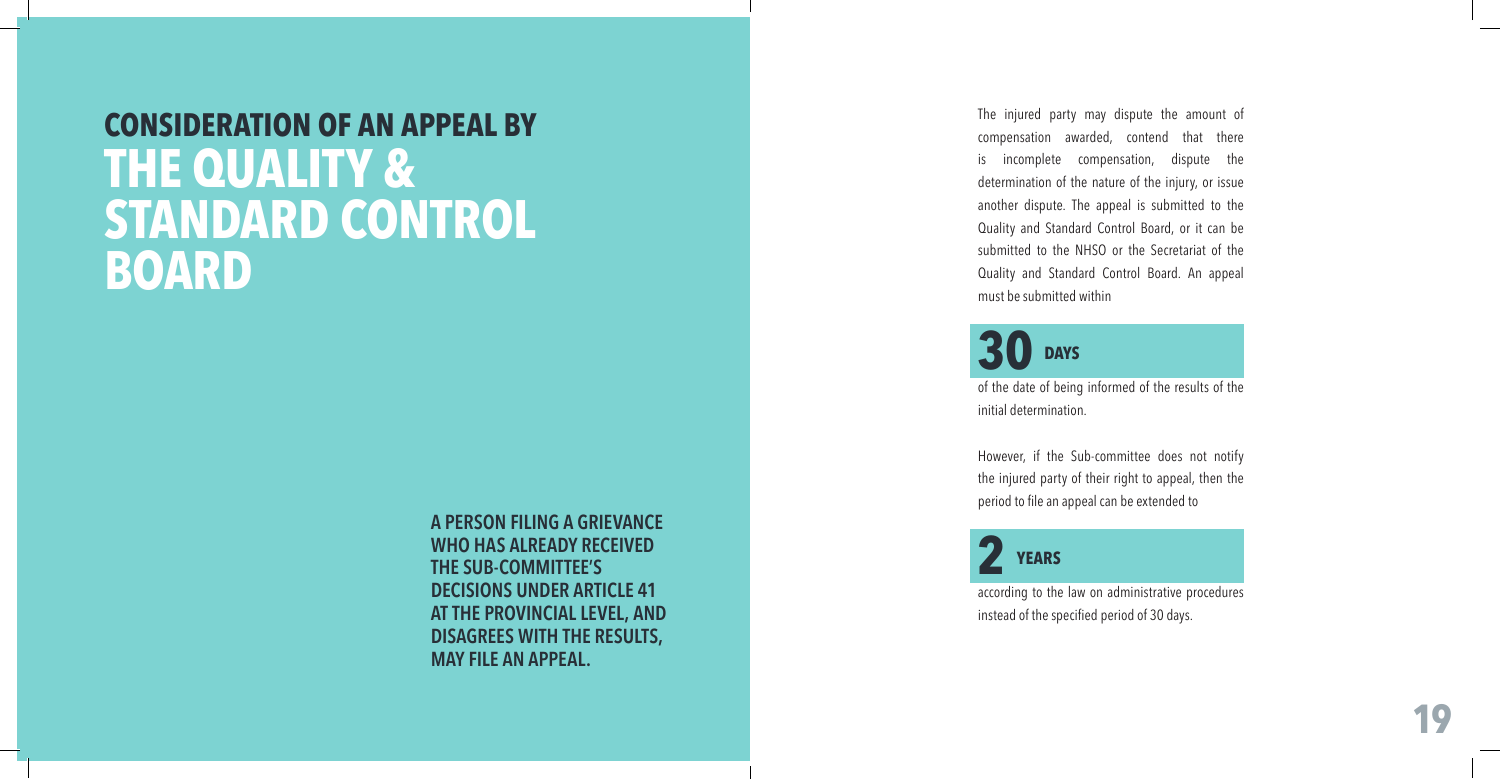# CONSIDERATION OF AN APPEAL BY THE QUALITY & STANDARD CONTROL BOARD

**A PERSON FILING A GRIEVANCE WHO HAS ALREADY RECEIVED THE SUB-COMMITTEE'S DECISIONS UNDER ARTICLE 41 AT THE PROVINCIAL LEVEL, AND DISAGREES WITH THE RESULTS, MAY FILE AN APPEAL.**

The injured party may dispute the amount of compensation awarded, contend that there is incomplete compensation, dispute the determination of the nature of the injury, or issue another dispute. The appeal is submitted to the Quality and Standard Control Board, or it can be submitted to the NHSO or the Secretariat of the Quality and Standard Control Board. An appeal must be submitted within

**30 DAYS**

of the date of being informed of the results of the initial determination.

However, if the Sub-committee does not notify the injured party of their right to appeal, then the period to file an appeal can be extended to

**2 YEARS**

according to the law on administrative procedures instead of the specified period of 30 days.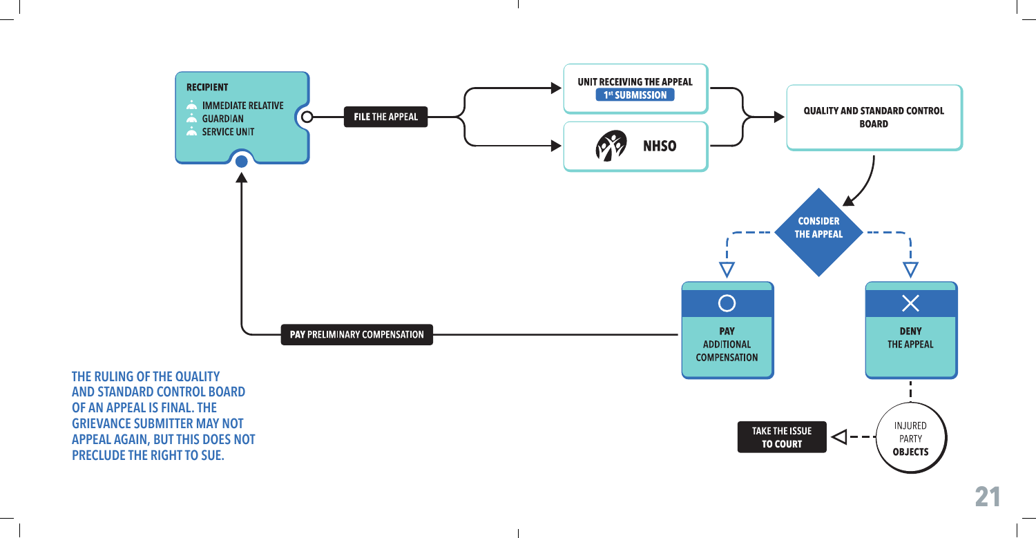**RECIPIENT**

- IMMEDIATE RELATIVE
- GUARDIAN
- SERVICE UNIT

**FILE** THE APPEAL

**UNIT RECEIVING THE APPEAL**
**1st SUBMISSION**

**NHSO**

**QUALITY AND STANDARD CONTROL BOARD**

**CONSIDER THE APPEAL**

**PAY** ADDITIONAL COMPENSATION

**DENY** THE APPEAL

**PAY** PRELIMINARY COMPENSATION

INJURED PARTY **OBJECTS**

**TAKE THE ISSUE TO COURT**

**THE RULING OF THE QUALITY AND STANDARD CONTROL BOARD OF AN APPEAL IS FINAL. THE GRIEVANCE SUBMITTER MAY NOT APPEAL AGAIN, BUT THIS DOES NOT PRECLUDE THE RIGHT TO SUE.**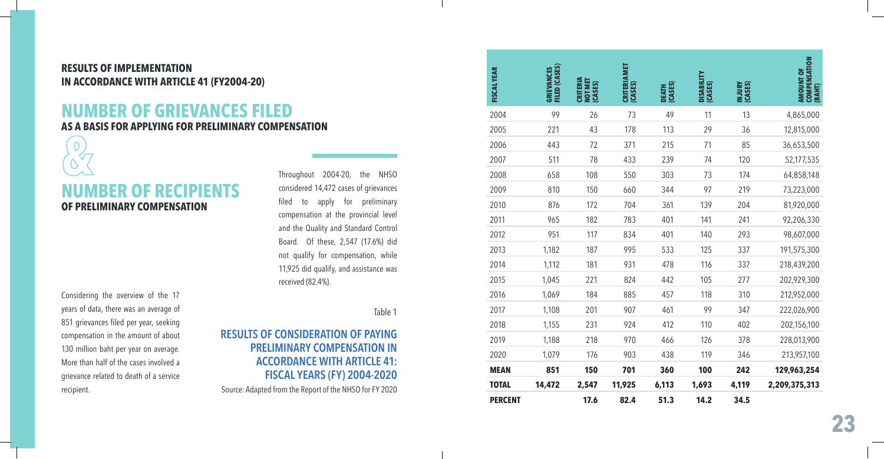**RESULTS OF IMPLEMENTATION IN ACCORDANCE WITH ARTICLE 41 (FY2004-20)**

# NUMBER OF GRIEVANCES FILED

**AS A BASIS FOR APPLYING FOR PRELIMINARY COMPENSATION**

&

# NUMBER OF RECIPIENTS

**OF PRELIMINARY COMPENSATION**

Throughout 2004-20, the NHSO considered 14,472 cases of grievances filed to apply for preliminary compensation at the provincial level and the Quality and Standard Control Board. Of these, 2,547 (17.6%) did not qualify for compensation, while 11,925 did qualify, and assistance was received (82.4%).

Considering the overview of the 17 years of data, there was an average of 851 grievances filed per year, seeking compensation in the amount of about 130 million baht per year on average. More than half of the cases involved a grievance related to death of a service recipient.

Table 1

**RESULTS OF CONSIDERATION OF PAYING PRELIMINARY COMPENSATION IN ACCORDANCE WITH ARTICLE 41: FISCAL YEARS (FY) 2004-2020**

Source: Adapted from the Report of the NHSO for FY 2020

| FISCAL YEAR | GRIEVANCES FILED (CASES) | CRITERIA NOT MET (CASES) | CRITERIA MET (CASES) | DEATH (CASES) | DISABILITY (CASES) | INJURY (CASES) | AMOUNT OF COMPENSATION (BAHT) |
|---|---|---|---|---|---|---|---|
| 2004 | 99 | 26 | 73 | 49 | 11 | 13 | 4,865,000 |
| 2005 | 221 | 43 | 178 | 113 | 29 | 36 | 12,815,000 |
| 2006 | 443 | 72 | 371 | 215 | 71 | 85 | 36,653,500 |
| 2007 | 511 | 78 | 433 | 239 | 74 | 120 | 52,177,535 |
| 2008 | 658 | 108 | 550 | 303 | 73 | 174 | 64,858,148 |
| 2009 | 810 | 150 | 660 | 344 | 97 | 219 | 73,223,000 |
| 2010 | 876 | 172 | 704 | 361 | 139 | 204 | 81,920,000 |
| 2011 | 965 | 182 | 783 | 401 | 141 | 241 | 92,206,330 |
| 2012 | 951 | 117 | 834 | 401 | 140 | 293 | 98,607,000 |
| 2013 | 1,182 | 187 | 995 | 533 | 125 | 337 | 191,575,300 |
| 2014 | 1,112 | 181 | 931 | 478 | 116 | 337 | 218,439,200 |
| 2015 | 1,045 | 221 | 824 | 442 | 105 | 277 | 202,929,300 |
| 2016 | 1,069 | 184 | 885 | 457 | 118 | 310 | 212,952,000 |
| 2017 | 1,108 | 201 | 907 | 461 | 99 | 347 | 222,026,900 |
| 2018 | 1,155 | 231 | 924 | 412 | 110 | 402 | 202,156,100 |
| 2019 | 1,188 | 218 | 970 | 466 | 126 | 378 | 228,013,900 |
| 2020 | 1,079 | 176 | 903 | 438 | 119 | 346 | 213,957,100 |
| **MEAN** | **851** | **150** | **701** | **360** | **100** | **242** | **129,963,254** |
| **TOTAL** | **14,472** | **2,547** | **11,925** | **6,113** | **1,693** | **4,119** | **2,209,375,313** |
| **PERCENT** | | **17.6** | **82.4** | **51.3** | **14.2** | **34.5** | |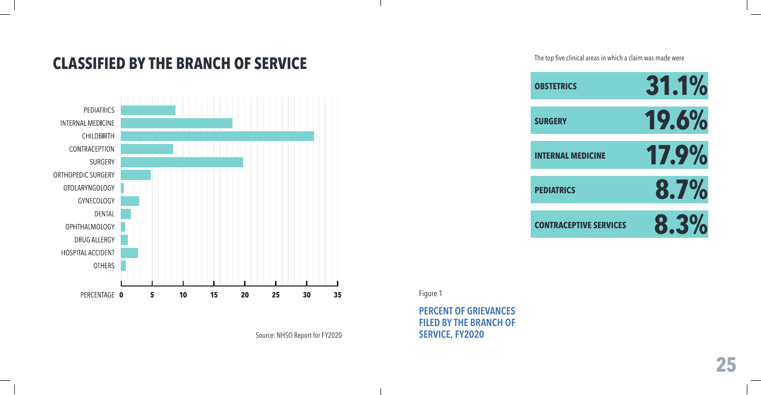## CLASSIFIED BY THE BRANCH OF SERVICE

| Branch of service |
|---|
| PEDIATRICS |
| INTERNAL MEDICINE |
| CHILDBIRTH |
| CONTRACEPTION |
| SURGERY |
| ORTHOPEDIC SURGERY |
| OTOLARYNGOLOGY |
| GYNECOLOGY |
| DENTAL |
| OPHTHALMOLOGY |
| DRUG ALLERGY |
| HOSPITAL ACCIDENT |
| OTHERS |

PERCENTAGE 0 5 10 15 20 25 30 35

Source: NHSO Report for FY2020

Figure 1

**PERCENT OF GRIEVANCES FILED BY THE BRANCH OF SERVICE, FY2020**

The top five clinical areas in which a claim was made were

| Clinical area | Percent |
|---|---|
| **OBSTETRICS** | **31.1%** |
| **SURGERY** | **19.6%** |
| **INTERNAL MEDICINE** | **17.9%** |
| **PEDIATRICS** | **8.7%** |
| **CONTRACEPTIVE SERVICES** | **8.3%** |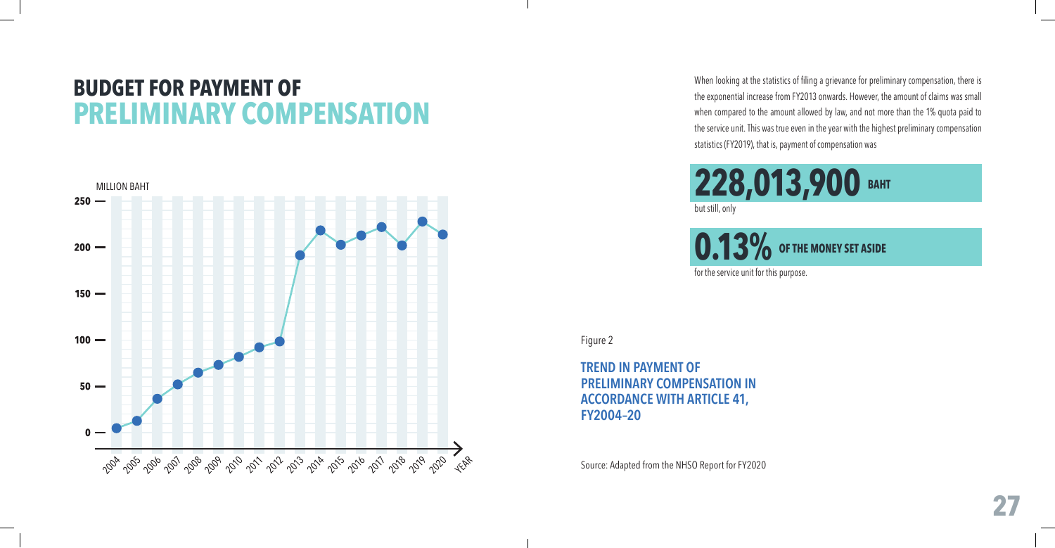# BUDGET FOR PAYMENT OF PRELIMINARY COMPENSATION

When looking at the statistics of filing a grievance for preliminary compensation, there is the exponential increase from FY2013 onwards. However, the amount of claims was small when compared to the amount allowed by law, and not more than the 1% quota paid to the service unit. This was true even in the year with the highest preliminary compensation statistics (FY2019), that is, payment of compensation was

**228,013,900 BAHT**

but still, only

**0.13% OF THE MONEY SET ASIDE**

for the service unit for this purpose.

Figure 2

**TREND IN PAYMENT OF PRELIMINARY COMPENSATION IN ACCORDANCE WITH ARTICLE 41, FY2004–20**

Source: Adapted from the NHSO Report for FY2020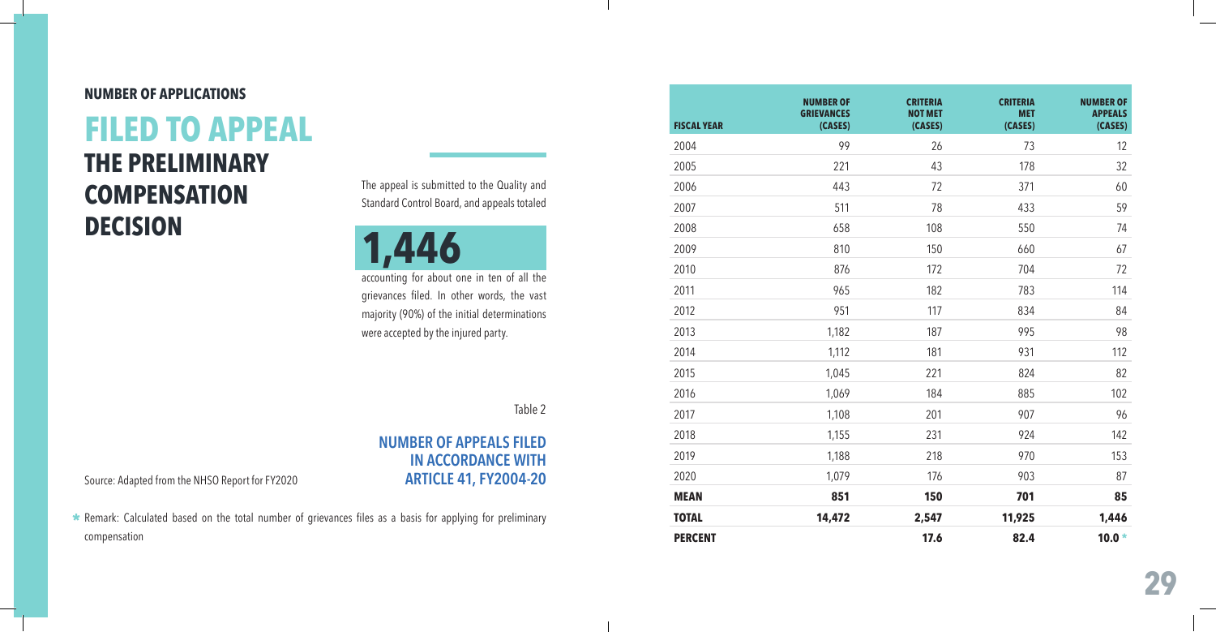#### NUMBER OF APPLICATIONS

# FILED TO APPEAL

## THE PRELIMINARY COMPENSATION DECISION

The appeal is submitted to the Quality and Standard Control Board, and appeals totaled

**1,446**

accounting for about one in ten of all the grievances filed. In other words, the vast majority (90%) of the initial determinations were accepted by the injured party.

Table 2

**NUMBER OF APPEALS FILED IN ACCORDANCE WITH ARTICLE 41, FY2004-20**

| FISCAL YEAR | NUMBER OF GRIEVANCES (CASES) | CRITERIA NOT MET (CASES) | CRITERIA MET (CASES) | NUMBER OF APPEALS (CASES) |
|---|---|---|---|---|
| 2004 | 99 | 26 | 73 | 12 |
| 2005 | 221 | 43 | 178 | 32 |
| 2006 | 443 | 72 | 371 | 60 |
| 2007 | 511 | 78 | 433 | 59 |
| 2008 | 658 | 108 | 550 | 74 |
| 2009 | 810 | 150 | 660 | 67 |
| 2010 | 876 | 172 | 704 | 72 |
| 2011 | 965 | 182 | 783 | 114 |
| 2012 | 951 | 117 | 834 | 84 |
| 2013 | 1,182 | 187 | 995 | 98 |
| 2014 | 1,112 | 181 | 931 | 112 |
| 2015 | 1,045 | 221 | 824 | 82 |
| 2016 | 1,069 | 184 | 885 | 102 |
| 2017 | 1,108 | 201 | 907 | 96 |
| 2018 | 1,155 | 231 | 924 | 142 |
| 2019 | 1,188 | 218 | 970 | 153 |
| 2020 | 1,079 | 176 | 903 | 87 |
| **MEAN** | **851** | **150** | **701** | **85** |
| **TOTAL** | **14,472** | **2,547** | **11,925** | **1,446** |
| **PERCENT** | | **17.6** | **82.4** | **10.0 *** |

Source: Adapted from the NHSO Report for FY2020

* Remark: Calculated based on the total number of grievances files as a basis for applying for preliminary compensation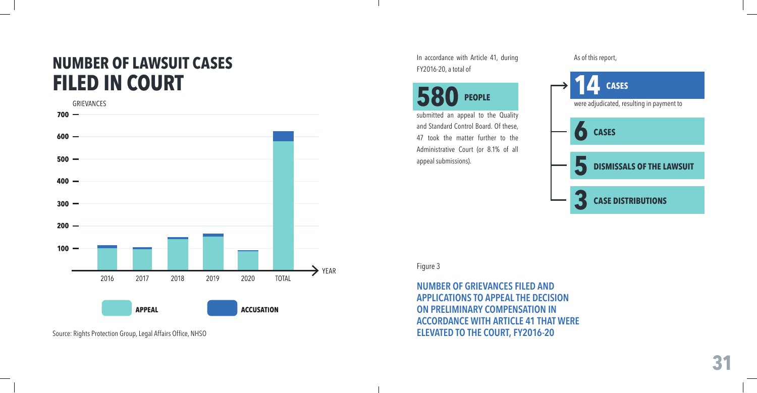# NUMBER OF LAWSUIT CASES FILED IN COURT

GRIEVANCES

700 —

600 —

500 —

400 —

300 —

200 —

100 —

2016 | 2017 | 2018 | 2019 | 2020 | TOTAL → YEAR

**APPEAL** **ACCUSATION**

Source: Rights Protection Group, Legal Affairs Office, NHSO

In accordance with Article 41, during FY2016-20, a total of

**580 PEOPLE**

submitted an appeal to the Quality and Standard Control Board. Of these, 47 took the matter further to the Administrative Court (or 8.1% of all appeal submissions).

As of this report,

**14 CASES**

were adjudicated, resulting in payment to

- **6 CASES**
- **5 DISMISSALS OF THE LAWSUIT**
- **3 CASE DISTRIBUTIONS**

Figure 3

**NUMBER OF GRIEVANCES FILED AND APPLICATIONS TO APPEAL THE DECISION ON PRELIMINARY COMPENSATION IN ACCORDANCE WITH ARTICLE 41 THAT WERE ELEVATED TO THE COURT, FY2016-20**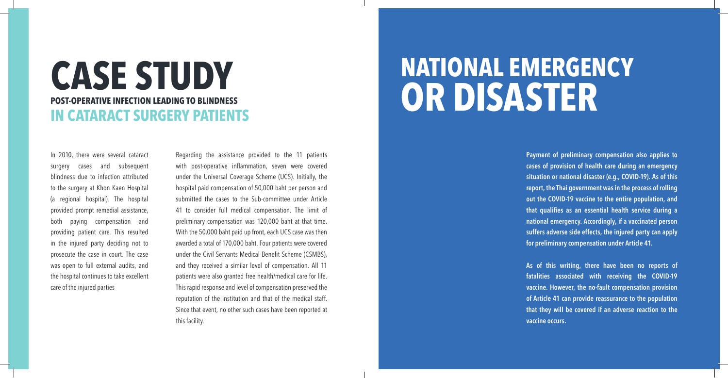# CASE STUDY

## POST-OPERATIVE INFECTION LEADING TO BLINDNESS IN CATARACT SURGERY PATIENTS

In 2010, there were several cataract surgery cases and subsequent blindness due to infection attributed to the surgery at Khon Kaen Hospital (a regional hospital). The hospital provided prompt remedial assistance, both paying compensation and providing patient care. This resulted in the injured party deciding not to prosecute the case in court. The case was open to full external audits, and the hospital continues to take excellent care of the injured parties

Regarding the assistance provided to the 11 patients with post-operative inflammation, seven were covered under the Universal Coverage Scheme (UCS). Initially, the hospital paid compensation of 50,000 baht per person and submitted the cases to the Sub-committee under Article 41 to consider full medical compensation. The limit of preliminary compensation was 120,000 baht at that time. With the 50,000 baht paid up front, each UCS case was then awarded a total of 170,000 baht. Four patients were covered under the Civil Servants Medical Benefit Scheme (CSMBS), and they received a similar level of compensation. All 11 patients were also granted free health/medical care for life. This rapid response and level of compensation preserved the reputation of the institution and that of the medical staff. Since that event, no other such cases have been reported at this facility.

# NATIONAL EMERGENCY OR DISASTER

**Payment of preliminary compensation also applies to cases of provision of health care during an emergency situation or national disaster (e.g., COVID-19). As of this report, the Thai government was in the process of rolling out the COVID-19 vaccine to the entire population, and that qualifies as an essential health service during a national emergency. Accordingly, if a vaccinated person suffers adverse side effects, the injured party can apply for preliminary compensation under Article 41.**

**As of this writing, there have been no reports of fatalities associated with receiving the COVID-19 vaccine. However, the no-fault compensation provision of Article 41 can provide reassurance to the population that they will be covered if an adverse reaction to the vaccine occurs.**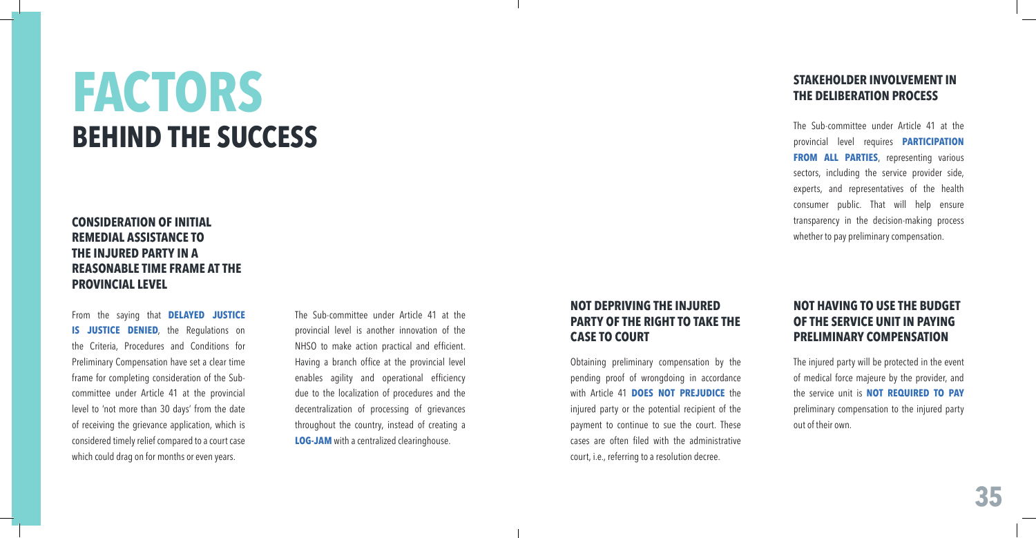# FACTORS BEHIND THE SUCCESS

### CONSIDERATION OF INITIAL REMEDIAL ASSISTANCE TO THE INJURED PARTY IN A REASONABLE TIME FRAME AT THE PROVINCIAL LEVEL

From the saying that **DELAYED JUSTICE IS JUSTICE DENIED**, the Regulations on the Criteria, Procedures and Conditions for Preliminary Compensation have set a clear time frame for completing consideration of the Sub-committee under Article 41 at the provincial level to 'not more than 30 days' from the date of receiving the grievance application, which is considered timely relief compared to a court case which could drag on for months or even years.

The Sub-committee under Article 41 at the provincial level is another innovation of the NHSO to make action practical and efficient. Having a branch office at the provincial level enables agility and operational efficiency due to the localization of procedures and the decentralization of processing of grievances throughout the country, instead of creating a **LOG-JAM** with a centralized clearinghouse.

### NOT DEPRIVING THE INJURED PARTY OF THE RIGHT TO TAKE THE CASE TO COURT

Obtaining preliminary compensation by the pending proof of wrongdoing in accordance with Article 41 **DOES NOT PREJUDICE** the injured party or the potential recipient of the payment to continue to sue the court. These cases are often filed with the administrative court, i.e., referring to a resolution decree.

### STAKEHOLDER INVOLVEMENT IN THE DELIBERATION PROCESS

The Sub-committee under Article 41 at the provincial level requires **PARTICIPATION FROM ALL PARTIES**, representing various sectors, including the service provider side, experts, and representatives of the health consumer public. That will help ensure transparency in the decision-making process whether to pay preliminary compensation.

### NOT HAVING TO USE THE BUDGET OF THE SERVICE UNIT IN PAYING PRELIMINARY COMPENSATION

The injured party will be protected in the event of medical force majeure by the provider, and the service unit is **NOT REQUIRED TO PAY** preliminary compensation to the injured party out of their own.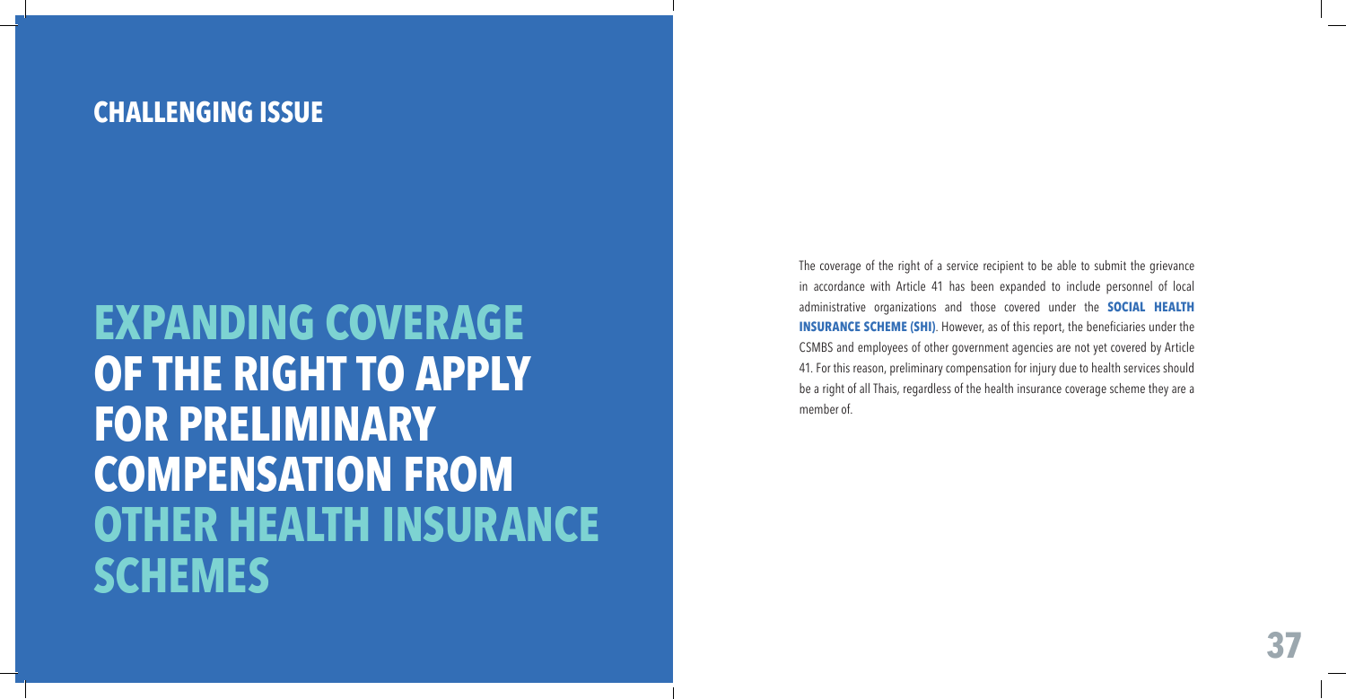## CHALLENGING ISSUE

# EXPANDING COVERAGE OF THE RIGHT TO APPLY FOR PRELIMINARY COMPENSATION FROM OTHER HEALTH INSURANCE SCHEMES

The coverage of the right of a service recipient to be able to submit the grievance in accordance with Article 41 has been expanded to include personnel of local administrative organizations and those covered under the **SOCIAL HEALTH INSURANCE SCHEME (SHI)**. However, as of this report, the beneficiaries under the CSMBS and employees of other government agencies are not yet covered by Article 41. For this reason, preliminary compensation for injury due to health services should be a right of all Thais, regardless of the health insurance coverage scheme they are a member of.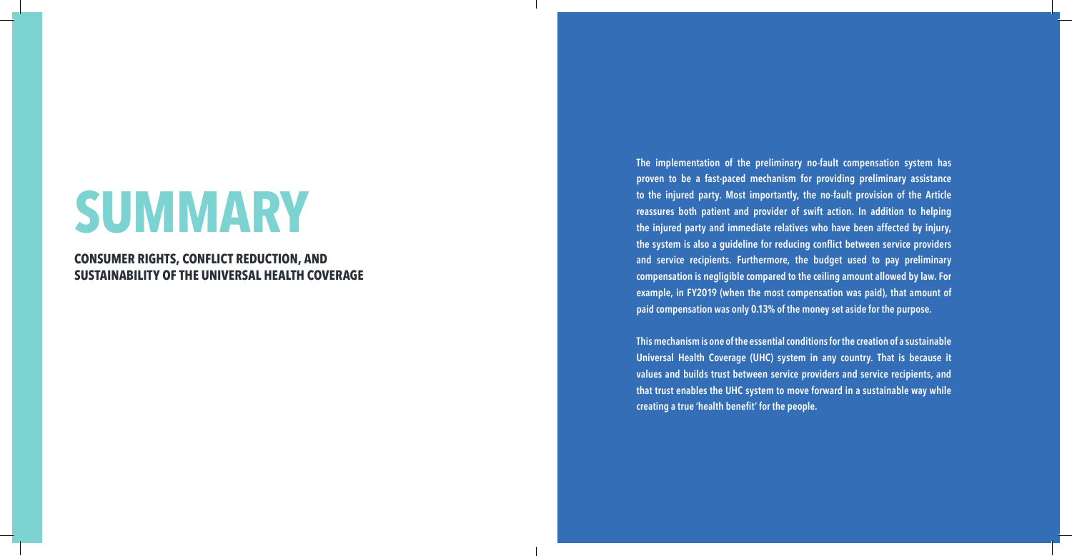# SUMMARY

## CONSUMER RIGHTS, CONFLICT REDUCTION, AND SUSTAINABILITY OF THE UNIVERSAL HEALTH COVERAGE

**The implementation of the preliminary no-fault compensation system has proven to be a fast-paced mechanism for providing preliminary assistance to the injured party. Most importantly, the no-fault provision of the Article reassures both patient and provider of swift action. In addition to helping the injured party and immediate relatives who have been affected by injury, the system is also a guideline for reducing conflict between service providers and service recipients. Furthermore, the budget used to pay preliminary compensation is negligible compared to the ceiling amount allowed by law. For example, in FY2019 (when the most compensation was paid), that amount of paid compensation was only 0.13% of the money set aside for the purpose.**

**This mechanism is one of the essential conditions for the creation of a sustainable Universal Health Coverage (UHC) system in any country. That is because it values and builds trust between service providers and service recipients, and that trust enables the UHC system to move forward in a sustainable way while creating a true 'health benefit' for the people.**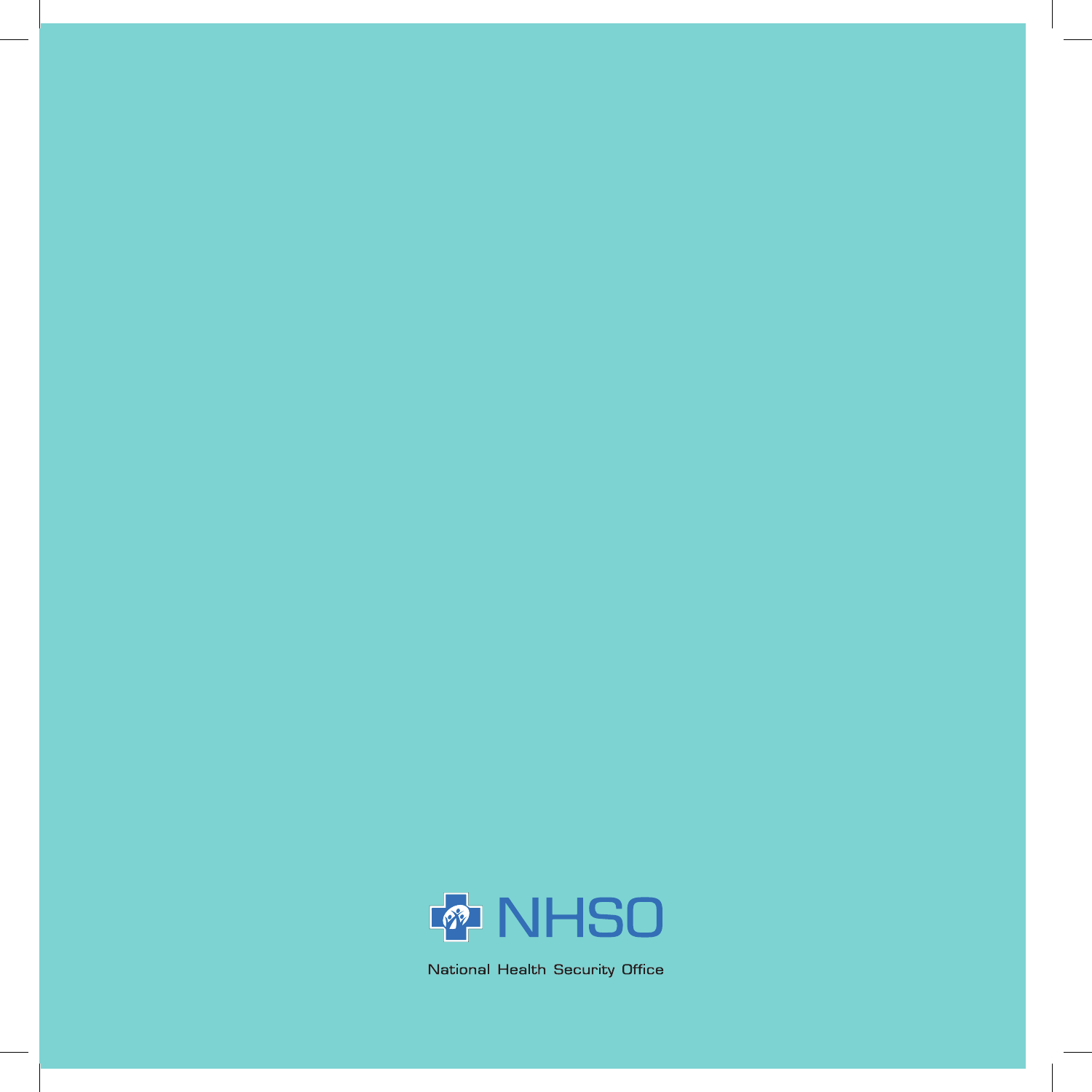NHSO

National Health Security Office